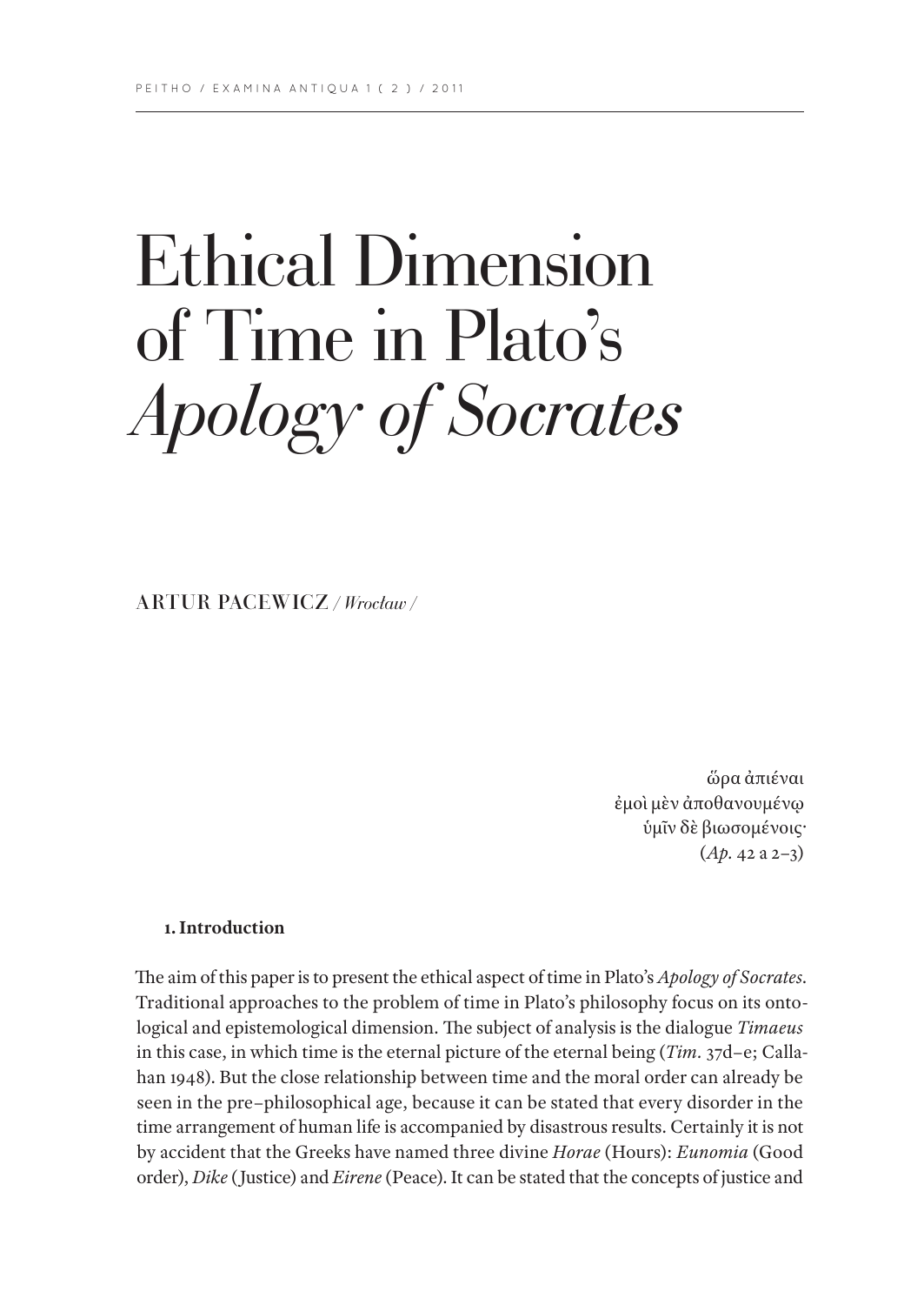# Ethical Dimension of Time in Plato's *Apology of Socrates*

ARTUR PACEWICZ / *Wrocław* /

> ὥρα ἀπιέναι
> ἐμοὶ μὲν ἀποθανουμένῳ
> ὑμῖν δὲ βιωσομένοις·
> (*Ap.* 42 a 2–3)

### 1. Introduction

The aim of this paper is to present the ethical aspect of time in Plato's *Apology of Socrates*. Traditional approaches to the problem of time in Plato's philosophy focus on its ontological and epistemological dimension. The subject of analysis is the dialogue *Timaeus* in this case, in which time is the eternal picture of the eternal being (*Tim.* 37d–e; Callahan 1948). But the close relationship between time and the moral order can already be seen in the pre–philosophical age, because it can be stated that every disorder in the time arrangement of human life is accompanied by disastrous results. Certainly it is not by accident that the Greeks have named three divine *Horae* (Hours): *Eunomia* (Good order), *Dike* (Justice) and *Eirene* (Peace). It can be stated that the concepts of justice and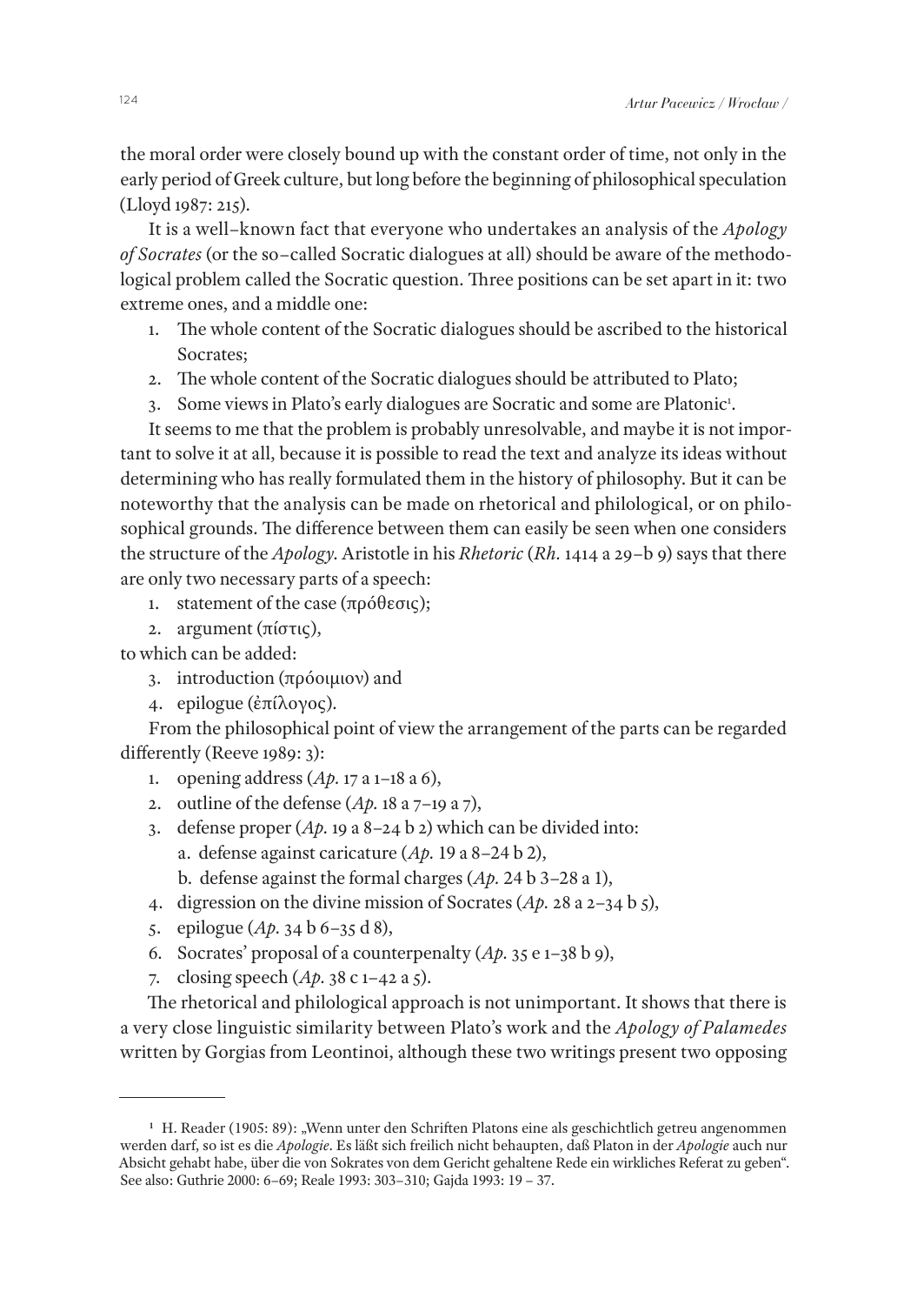the moral order were closely bound up with the constant order of time, not only in the early period of Greek culture, but long before the beginning of philosophical speculation (Lloyd 1987: 215).

It is a well–known fact that everyone who undertakes an analysis of the *Apology of Socrates* (or the so–called Socratic dialogues at all) should be aware of the methodological problem called the Socratic question. Three positions can be set apart in it: two extreme ones, and a middle one:

1. The whole content of the Socratic dialogues should be ascribed to the historical Socrates;
2. The whole content of the Socratic dialogues should be attributed to Plato;
3. Some views in Plato's early dialogues are Socratic and some are Platonic[1].

It seems to me that the problem is probably unresolvable, and maybe it is not important to solve it at all, because it is possible to read the text and analyze its ideas without determining who has really formulated them in the history of philosophy. But it can be noteworthy that the analysis can be made on rhetorical and philological, or on philosophical grounds. The difference between them can easily be seen when one considers the structure of the *Apology*. Aristotle in his *Rhetoric* (*Rh.* 1414 a 29–b 9) says that there are only two necessary parts of a speech:

1. statement of the case (πρόθεσις);
2. argument (πίστις),

to which can be added:

3. introduction (πρόοιμιον) and
4. epilogue (ἐπίλογος).

From the philosophical point of view the arrangement of the parts can be regarded differently (Reeve 1989: 3):

1. opening address (*Ap.* 17 a 1–18 a 6),
2. outline of the defense (*Ap.* 18 a 7–19 a 7),
3. defense proper (*Ap.* 19 a 8–24 b 2) which can be divided into:
   a. defense against caricature (*Ap.* 19 a 8–24 b 2),
   b. defense against the formal charges (*Ap.* 24 b 3–28 a 1),
4. digression on the divine mission of Socrates (*Ap.* 28 a 2–34 b 5),
5. epilogue (*Ap.* 34 b 6–35 d 8),
6. Socrates' proposal of a counterpenalty (*Ap.* 35 e 1–38 b 9),
7. closing speech (*Ap.* 38 c 1–42 a 5).

The rhetorical and philological approach is not unimportant. It shows that there is a very close linguistic similarity between Plato's work and the *Apology of Palamedes* written by Gorgias from Leontinoi, although these two writings present two opposing

---

[1] H. Reader (1905: 89): „Wenn unter den Schriften Platons eine als geschichtlich getreu angenommen werden darf, so ist es die *Apologie*. Es läßt sich freilich nicht behaupten, daß Platon in der *Apologie* auch nur Absicht gehabt habe, über die von Sokrates von dem Gericht gehaltene Rede ein wirkliches Referat zu geben". See also: Guthrie 2000: 6–69; Reale 1993: 303–310; Gajda 1993: 19 – 37.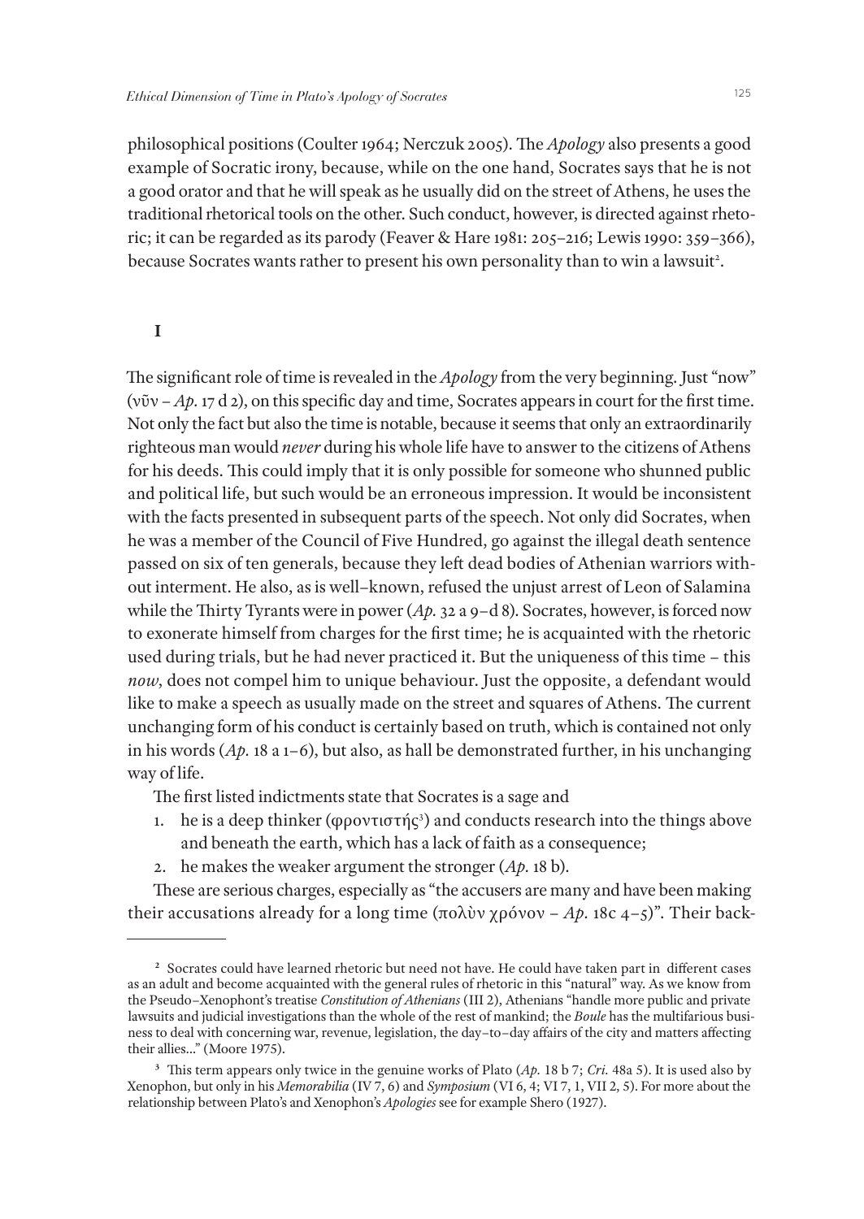philosophical positions (Coulter 1964; Nerczuk 2005). The *Apology* also presents a good example of Socratic irony, because, while on the one hand, Socrates says that he is not a good orator and that he will speak as he usually did on the street of Athens, he uses the traditional rhetorical tools on the other. Such conduct, however, is directed against rhetoric; it can be regarded as its parody (Feaver & Hare 1981: 205–216; Lewis 1990: 359–366), because Socrates wants rather to present his own personality than to win a lawsuit[2].

## I

The significant role of time is revealed in the *Apology* from the very beginning. Just "now" (νῦν – *Ap.* 17 d 2), on this specific day and time, Socrates appears in court for the first time. Not only the fact but also the time is notable, because it seems that only an extraordinarily righteous man would *never* during his whole life have to answer to the citizens of Athens for his deeds. This could imply that it is only possible for someone who shunned public and political life, but such would be an erroneous impression. It would be inconsistent with the facts presented in subsequent parts of the speech. Not only did Socrates, when he was a member of the Council of Five Hundred, go against the illegal death sentence passed on six of ten generals, because they left dead bodies of Athenian warriors without interment. He also, as is well–known, refused the unjust arrest of Leon of Salamina while the Thirty Tyrants were in power (*Ap.* 32 a 9–d 8). Socrates, however, is forced now to exonerate himself from charges for the first time; he is acquainted with the rhetoric used during trials, but he had never practiced it. But the uniqueness of this time – this *now*, does not compel him to unique behaviour. Just the opposite, a defendant would like to make a speech as usually made on the street and squares of Athens. The current unchanging form of his conduct is certainly based on truth, which is contained not only in his words (*Ap.* 18 a 1–6), but also, as hall be demonstrated further, in his unchanging way of life.

The first listed indictments state that Socrates is a sage and

1. he is a deep thinker (φροντιστής[3]) and conducts research into the things above and beneath the earth, which has a lack of faith as a consequence;
2. he makes the weaker argument the stronger (*Ap.* 18 b).

These are serious charges, especially as "the accusers are many and have been making their accusations already for a long time (πολὺν χρόνον – *Ap.* 18c 4–5)". Their back-

---

[2] Socrates could have learned rhetoric but need not have. He could have taken part in different cases as an adult and become acquainted with the general rules of rhetoric in this "natural" way. As we know from the Pseudo–Xenophont's treatise *Constitution of Athenians* (III 2), Athenians "handle more public and private lawsuits and judicial investigations than the whole of the rest of mankind; the *Boule* has the multifarious business to deal with concerning war, revenue, legislation, the day–to–day affairs of the city and matters affecting their allies..." (Moore 1975).

[3] This term appears only twice in the genuine works of Plato (*Ap.* 18 b 7; *Cri.* 48a 5). It is used also by Xenophon, but only in his *Memorabilia* (IV 7, 6) and *Symposium* (VI 6, 4; VI 7, 1, VII 2, 5). For more about the relationship between Plato's and Xenophon's *Apologies* see for example Shero (1927).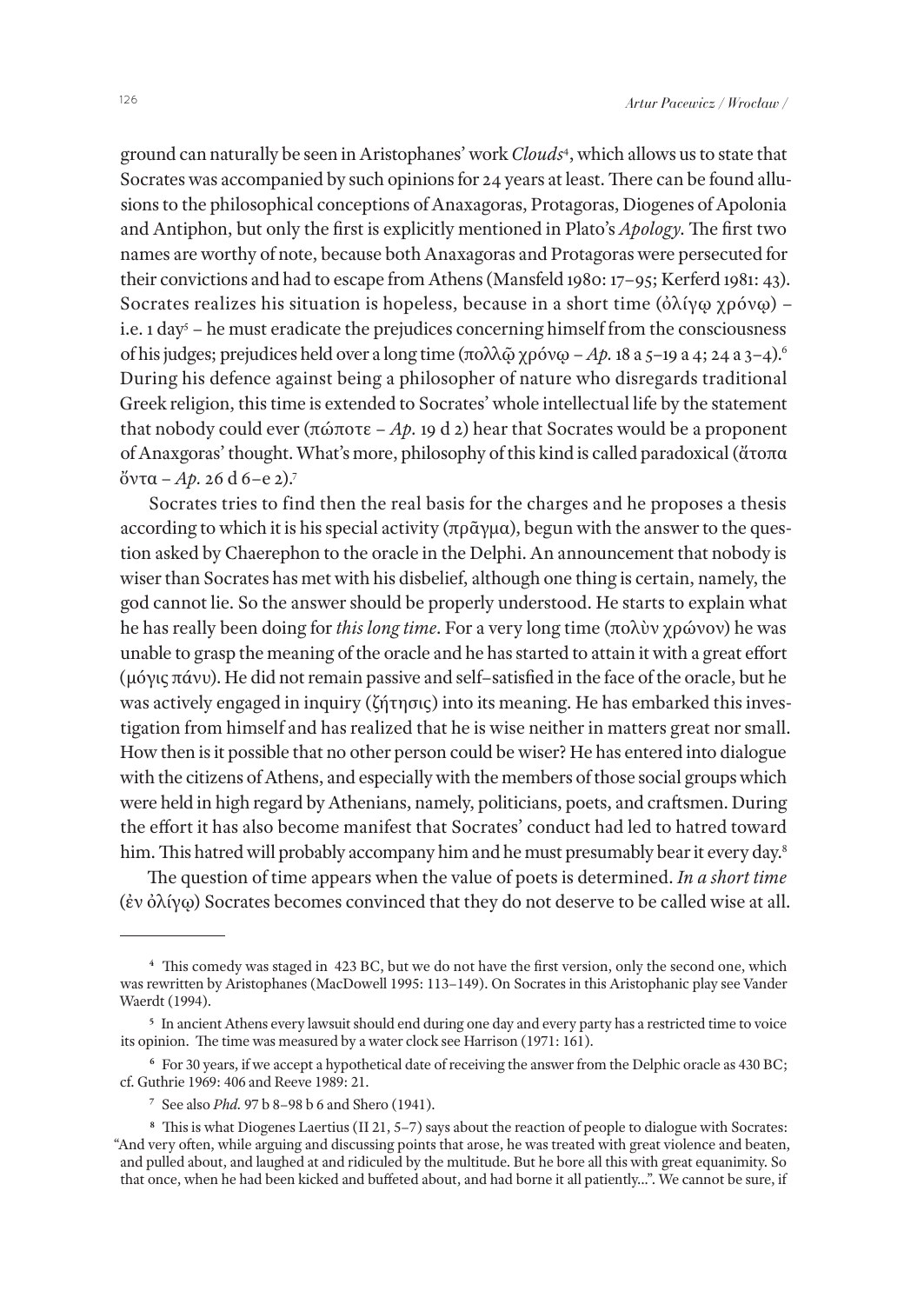ground can naturally be seen in Aristophanes' work *Clouds*[4], which allows us to state that Socrates was accompanied by such opinions for 24 years at least. There can be found allusions to the philosophical conceptions of Anaxagoras, Protagoras, Diogenes of Apolonia and Antiphon, but only the first is explicitly mentioned in Plato's *Apology*. The first two names are worthy of note, because both Anaxagoras and Protagoras were persecuted for their convictions and had to escape from Athens (Mansfeld 1980: 17–95; Kerferd 1981: 43). Socrates realizes his situation is hopeless, because in a short time (ὀλίγῳ χρόνῳ) – i.e. 1 day[5] – he must eradicate the prejudices concerning himself from the consciousness of his judges; prejudices held over a long time (πολλῷ χρόνῳ – *Ap.* 18 a 5–19 a 4; 24 a 3–4).[6] During his defence against being a philosopher of nature who disregards traditional Greek religion, this time is extended to Socrates' whole intellectual life by the statement that nobody could ever (πώποτε – *Ap.* 19 d 2) hear that Socrates would be a proponent of Anaxgoras' thought. What's more, philosophy of this kind is called paradoxical (ἄτοπα ὄντα – *Ap.* 26 d 6–e 2).[7]

Socrates tries to find then the real basis for the charges and he proposes a thesis according to which it is his special activity (πρᾶγμα), begun with the answer to the question asked by Chaerephon to the oracle in the Delphi. An announcement that nobody is wiser than Socrates has met with his disbelief, although one thing is certain, namely, the god cannot lie. So the answer should be properly understood. He starts to explain what he has really been doing for *this long time*. For a very long time (πολὺν χρώνον) he was unable to grasp the meaning of the oracle and he has started to attain it with a great effort (μόγις πάνυ). He did not remain passive and self–satisfied in the face of the oracle, but he was actively engaged in inquiry (ζήτησις) into its meaning. He has embarked this investigation from himself and has realized that he is wise neither in matters great nor small. How then is it possible that no other person could be wiser? He has entered into dialogue with the citizens of Athens, and especially with the members of those social groups which were held in high regard by Athenians, namely, politicians, poets, and craftsmen. During the effort it has also become manifest that Socrates' conduct had led to hatred toward him. This hatred will probably accompany him and he must presumably bear it every day.[8]

The question of time appears when the value of poets is determined. *In a short time* (ἐν ὀλίγῳ) Socrates becomes convinced that they do not deserve to be called wise at all.

---

[4] This comedy was staged in 423 BC, but we do not have the first version, only the second one, which was rewritten by Aristophanes (MacDowell 1995: 113–149). On Socrates in this Aristophanic play see Vander Waerdt (1994).

[5] In ancient Athens every lawsuit should end during one day and every party has a restricted time to voice its opinion. The time was measured by a water clock see Harrison (1971: 161).

[6] For 30 years, if we accept a hypothetical date of receiving the answer from the Delphic oracle as 430 BC; cf. Guthrie 1969: 406 and Reeve 1989: 21.

[7] See also *Phd.* 97 b 8–98 b 6 and Shero (1941).

[8] This is what Diogenes Laertius (II 21, 5–7) says about the reaction of people to dialogue with Socrates: "And very often, while arguing and discussing points that arose, he was treated with great violence and beaten, and pulled about, and laughed at and ridiculed by the multitude. But he bore all this with great equanimity. So that once, when he had been kicked and buffeted about, and had borne it all patiently...". We cannot be sure, if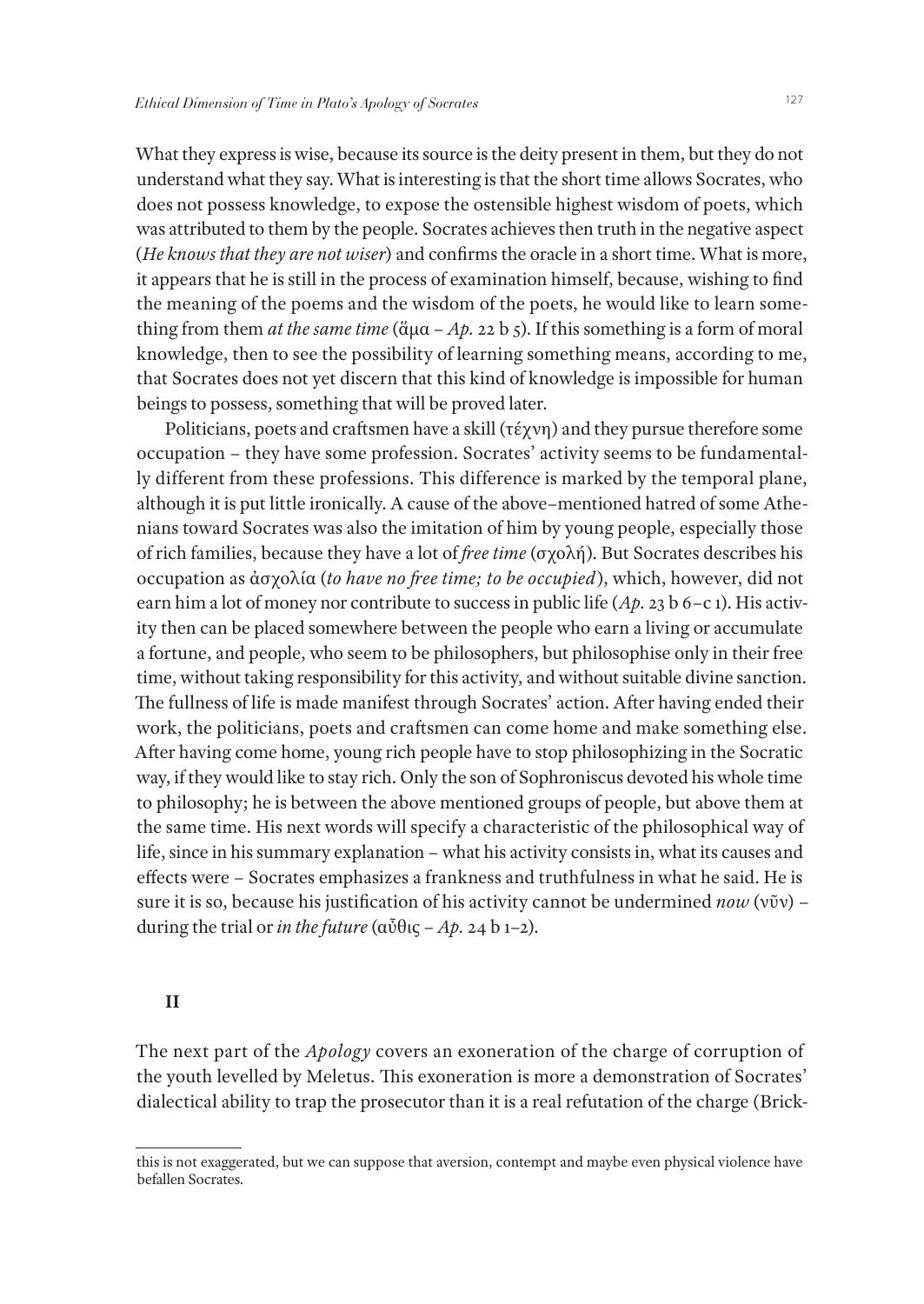What they express is wise, because its source is the deity present in them, but they do not understand what they say. What is interesting is that the short time allows Socrates, who does not possess knowledge, to expose the ostensible highest wisdom of poets, which was attributed to them by the people. Socrates achieves then truth in the negative aspect (*He knows that they are not wiser*) and confirms the oracle in a short time. What is more, it appears that he is still in the process of examination himself, because, wishing to find the meaning of the poems and the wisdom of the poets, he would like to learn something from them *at the same time* (ἅμα – *Ap.* 22 b 5). If this something is a form of moral knowledge, then to see the possibility of learning something means, according to me, that Socrates does not yet discern that this kind of knowledge is impossible for human beings to possess, something that will be proved later.

Politicians, poets and craftsmen have a skill (τέχνη) and they pursue therefore some occupation – they have some profession. Socrates' activity seems to be fundamentally different from these professions. This difference is marked by the temporal plane, although it is put little ironically. A cause of the above–mentioned hatred of some Athenians toward Socrates was also the imitation of him by young people, especially those of rich families, because they have a lot of *free time* (σχολή). But Socrates describes his occupation as ἀσχολία (*to have no free time; to be occupied*), which, however, did not earn him a lot of money nor contribute to success in public life (*Ap.* 23 b 6–c 1). His activity then can be placed somewhere between the people who earn a living or accumulate a fortune, and people, who seem to be philosophers, but philosophise only in their free time, without taking responsibility for this activity, and without suitable divine sanction. The fullness of life is made manifest through Socrates' action. After having ended their work, the politicians, poets and craftsmen can come home and make something else. After having come home, young rich people have to stop philosophizing in the Socratic way, if they would like to stay rich. Only the son of Sophroniscus devoted his whole time to philosophy; he is between the above mentioned groups of people, but above them at the same time. His next words will specify a characteristic of the philosophical way of life, since in his summary explanation – what his activity consists in, what its causes and effects were – Socrates emphasizes a frankness and truthfulness in what he said. He is sure it is so, because his justification of his activity cannot be undermined *now* (νῦν) – during the trial or *in the future* (αὖθις – *Ap.* 24 b 1–2).

## II

The next part of the *Apology* covers an exoneration of the charge of corruption of the youth levelled by Meletus. This exoneration is more a demonstration of Socrates' dialectical ability to trap the prosecutor than it is a real refutation of the charge (Brick-

---

this is not exaggerated, but we can suppose that aversion, contempt and maybe even physical violence have befallen Socrates.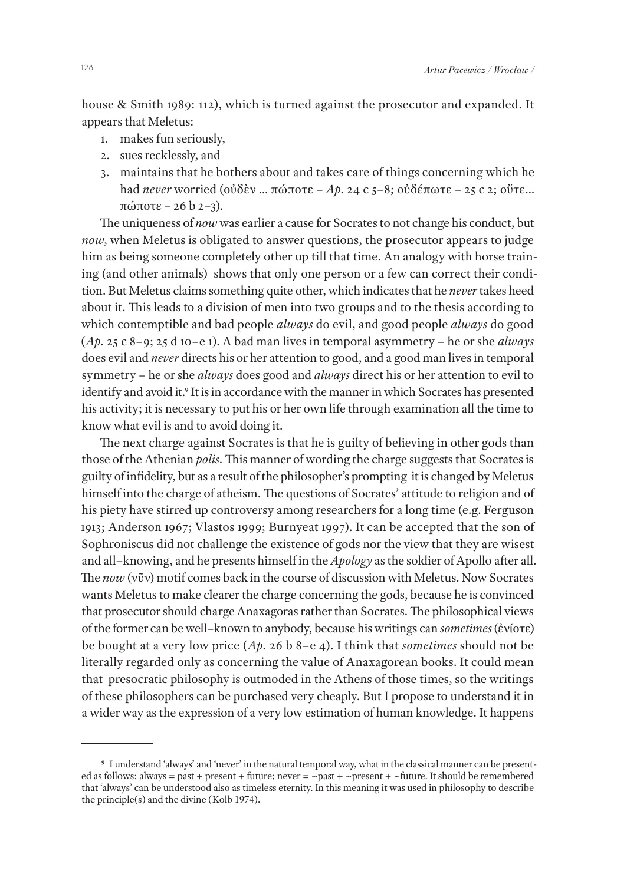house & Smith 1989: 112), which is turned against the prosecutor and expanded. It appears that Meletus:

1. makes fun seriously,
2. sues recklessly, and
3. maintains that he bothers about and takes care of things concerning which he had *never* worried (οὐδὲν … πώποτε – *Ap.* 24 c 5–8; οὐδέπωτε – 25 c 2; οὔτε… πώποτε – 26 b 2–3).

The uniqueness of *now* was earlier a cause for Socrates to not change his conduct, but *now*, when Meletus is obligated to answer questions, the prosecutor appears to judge him as being someone completely other up till that time. An analogy with horse training (and other animals) shows that only one person or a few can correct their condition. But Meletus claims something quite other, which indicates that he *never* takes heed about it. This leads to a division of men into two groups and to the thesis according to which contemptible and bad people *always* do evil, and good people *always* do good (*Ap.* 25 c 8–9; 25 d 10–e 1). A bad man lives in temporal asymmetry – he or she *always* does evil and *never* directs his or her attention to good, and a good man lives in temporal symmetry – he or she *always* does good and *always* direct his or her attention to evil to identify and avoid it.[9] It is in accordance with the manner in which Socrates has presented his activity; it is necessary to put his or her own life through examination all the time to know what evil is and to avoid doing it.

The next charge against Socrates is that he is guilty of believing in other gods than those of the Athenian *polis*. This manner of wording the charge suggests that Socrates is guilty of infidelity, but as a result of the philosopher's prompting it is changed by Meletus himself into the charge of atheism. The questions of Socrates' attitude to religion and of his piety have stirred up controversy among researchers for a long time (e.g. Ferguson 1913; Anderson 1967; Vlastos 1999; Burnyeat 1997). It can be accepted that the son of Sophroniscus did not challenge the existence of gods nor the view that they are wisest and all–knowing, and he presents himself in the *Apology* as the soldier of Apollo after all. The *now* (νῦν) motif comes back in the course of discussion with Meletus. Now Socrates wants Meletus to make clearer the charge concerning the gods, because he is convinced that prosecutor should charge Anaxagoras rather than Socrates. The philosophical views of the former can be well–known to anybody, because his writings can *sometimes* (ἐνίοτε) be bought at a very low price (*Ap.* 26 b 8–e 4). I think that *sometimes* should not be literally regarded only as concerning the value of Anaxagorean books. It could mean that presocratic philosophy is outmoded in the Athens of those times, so the writings of these philosophers can be purchased very cheaply. But I propose to understand it in a wider way as the expression of a very low estimation of human knowledge. It happens

---

[9] I understand 'always' and 'never' in the natural temporal way, what in the classical manner can be presented as follows: always = past + present + future; never = ~past + ~present + ~future. It should be remembered that 'always' can be understood also as timeless eternity. In this meaning it was used in philosophy to describe the principle(s) and the divine (Kolb 1974).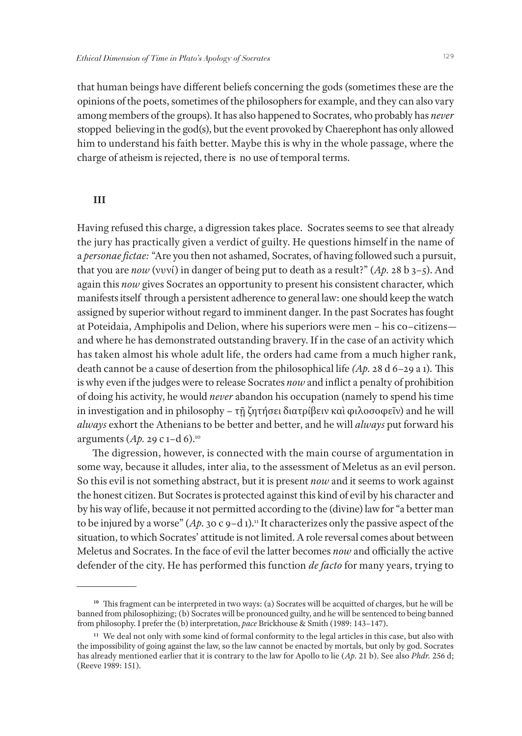that human beings have different beliefs concerning the gods (sometimes these are the opinions of the poets, sometimes of the philosophers for example, and they can also vary among members of the groups). It has also happened to Socrates, who probably has *never* stopped believing in the god(s), but the event provoked by Chaerephont has only allowed him to understand his faith better. Maybe this is why in the whole passage, where the charge of atheism is rejected, there is no use of temporal terms.

## III

Having refused this charge, a digression takes place. Socrates seems to see that already the jury has practically given a verdict of guilty. He questions himself in the name of a *personae fictae:* "Are you then not ashamed, Socrates, of having followed such a pursuit, that you are *now* (νυνί) in danger of being put to death as a result?" (*Ap.* 28 b 3–5). And again this *now* gives Socrates an opportunity to present his consistent character, which manifests itself through a persistent adherence to general law: one should keep the watch assigned by superior without regard to imminent danger. In the past Socrates has fought at Poteidaia, Amphipolis and Delion, where his superiors were men – his co–citizens— and where he has demonstrated outstanding bravery. If in the case of an activity which has taken almost his whole adult life, the orders had came from a much higher rank, death cannot be a cause of desertion from the philosophical life *(Ap.* 28 d 6–29 a 1). This is why even if the judges were to release Socrates *now* and inflict a penalty of prohibition of doing his activity, he would *never* abandon his occupation (namely to spend his time in investigation and in philosophy – τῇ ζητήσει διατρίβειν καὶ φιλοσοφεῖν) and he will *always* exhort the Athenians to be better and better, and he will *always* put forward his arguments (*Ap.* 29 c 1–d 6).[10]

The digression, however, is connected with the main course of argumentation in some way, because it alludes, inter alia, to the assessment of Meletus as an evil person. So this evil is not something abstract, but it is present *now* and it seems to work against the honest citizen. But Socrates is protected against this kind of evil by his character and by his way of life, because it not permitted according to the (divine) law for "a better man to be injured by a worse" (*Ap.* 30 c 9–d 1).[11] It characterizes only the passive aspect of the situation, to which Socrates' attitude is not limited. A role reversal comes about between Meletus and Socrates. In the face of evil the latter becomes *now* and officially the active defender of the city. He has performed this function *de facto* for many years, trying to

---

[10] This fragment can be interpreted in two ways: (a) Socrates will be acquitted of charges, but he will be banned from philosophizing; (b) Socrates will be pronounced guilty, and he will be sentenced to being banned from philosophy. I prefer the (b) interpretation, *pace* Brickhouse & Smith (1989: 143–147).

[11] We deal not only with some kind of formal conformity to the legal articles in this case, but also with the impossibility of going against the law, so the law cannot be enacted by mortals, but only by god. Socrates has already mentioned earlier that it is contrary to the law for Apollo to lie (*Ap.* 21 b). See also *Phdr.* 256 d; (Reeve 1989: 151).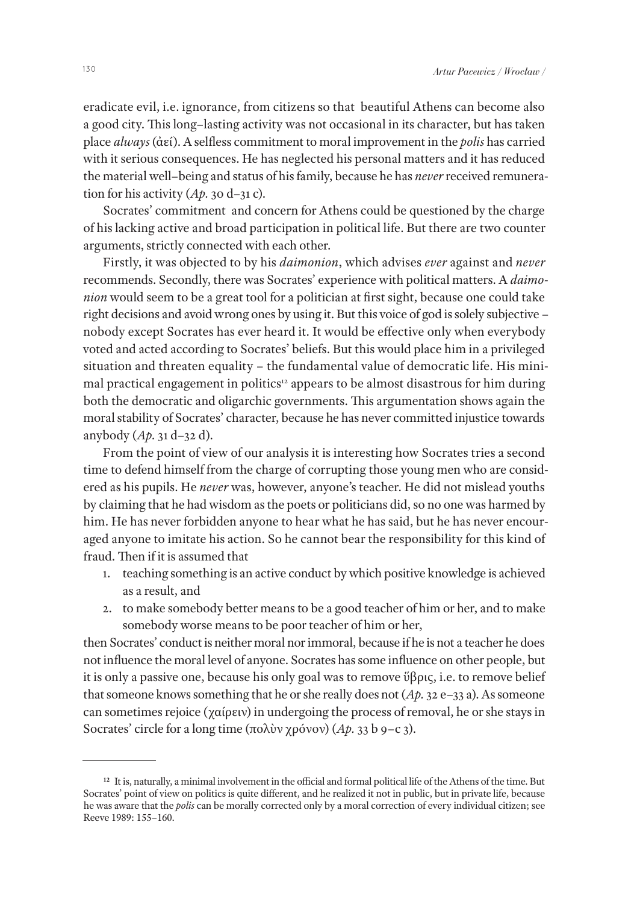eradicate evil, i.e. ignorance, from citizens so that beautiful Athens can become also a good city. This long–lasting activity was not occasional in its character, but has taken place *always* (ἀεί). A selfless commitment to moral improvement in the *polis* has carried with it serious consequences. He has neglected his personal matters and it has reduced the material well–being and status of his family, because he has *never* received remuneration for his activity (*Ap.* 30 d–31 c).

Socrates' commitment and concern for Athens could be questioned by the charge of his lacking active and broad participation in political life. But there are two counter arguments, strictly connected with each other.

Firstly, it was objected to by his *daimonion*, which advises *ever* against and *never* recommends. Secondly, there was Socrates' experience with political matters. A *daimonion* would seem to be a great tool for a politician at first sight, because one could take right decisions and avoid wrong ones by using it. But this voice of god is solely subjective – nobody except Socrates has ever heard it. It would be effective only when everybody voted and acted according to Socrates' beliefs. But this would place him in a privileged situation and threaten equality – the fundamental value of democratic life. His minimal practical engagement in politics[12] appears to be almost disastrous for him during both the democratic and oligarchic governments. This argumentation shows again the moral stability of Socrates' character, because he has never committed injustice towards anybody (*Ap.* 31 d–32 d).

From the point of view of our analysis it is interesting how Socrates tries a second time to defend himself from the charge of corrupting those young men who are considered as his pupils. He *never* was, however, anyone's teacher. He did not mislead youths by claiming that he had wisdom as the poets or politicians did, so no one was harmed by him. He has never forbidden anyone to hear what he has said, but he has never encouraged anyone to imitate his action. So he cannot bear the responsibility for this kind of fraud. Then if it is assumed that

1. teaching something is an active conduct by which positive knowledge is achieved as a result, and
2. to make somebody better means to be a good teacher of him or her, and to make somebody worse means to be poor teacher of him or her,

then Socrates' conduct is neither moral nor immoral, because if he is not a teacher he does not influence the moral level of anyone. Socrates has some influence on other people, but it is only a passive one, because his only goal was to remove ὕβρις, i.e. to remove belief that someone knows something that he or she really does not (*Ap.* 32 e–33 a). As someone can sometimes rejoice (χαίρειν) in undergoing the process of removal, he or she stays in Socrates' circle for a long time (πολὺν χρόνον) (*Ap.* 33 b 9–c 3).

---

[12] It is, naturally, a minimal involvement in the official and formal political life of the Athens of the time. But Socrates' point of view on politics is quite different, and he realized it not in public, but in private life, because he was aware that the *polis* can be morally corrected only by a moral correction of every individual citizen; see Reeve 1989: 155–160.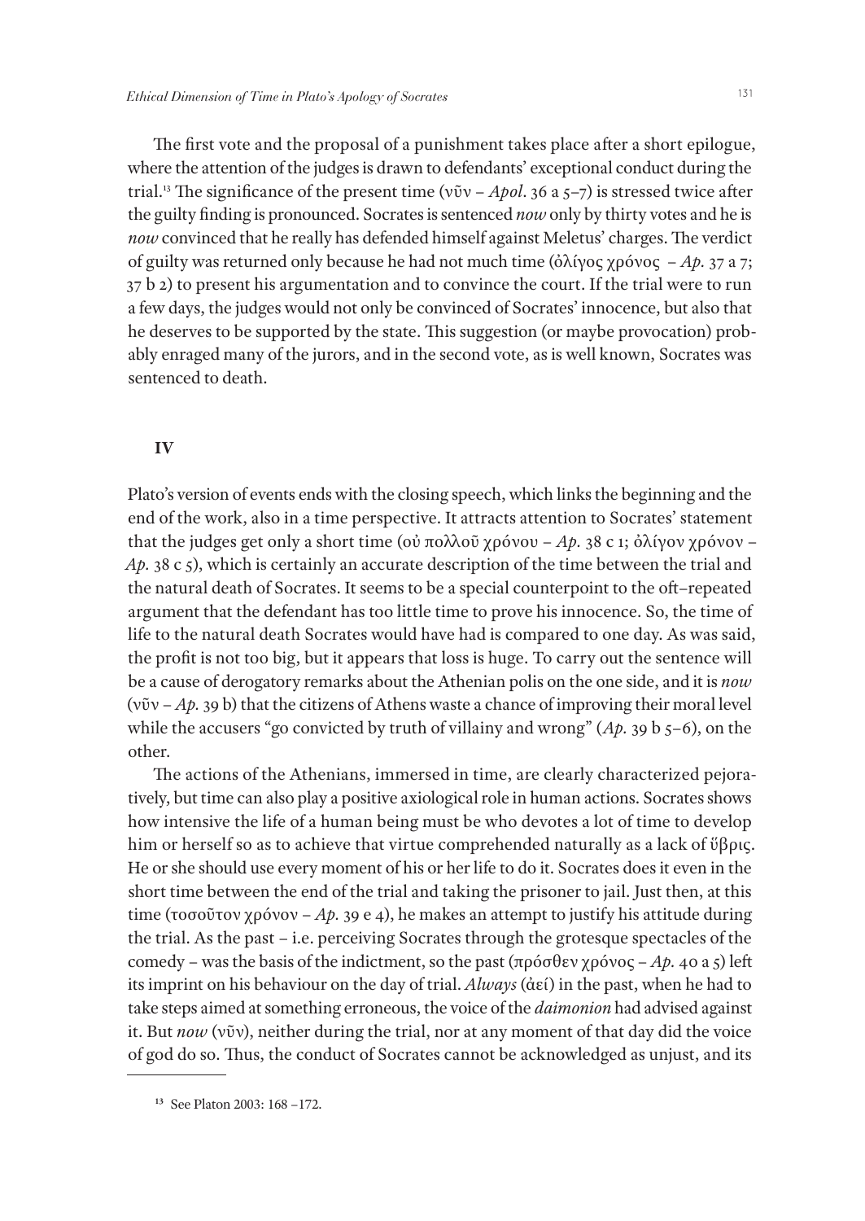The first vote and the proposal of a punishment takes place after a short epilogue, where the attention of the judges is drawn to defendants' exceptional conduct during the trial.[13] The significance of the present time (νῦν – *Apol*. 36 a 5–7) is stressed twice after the guilty finding is pronounced. Socrates is sentenced *now* only by thirty votes and he is *now* convinced that he really has defended himself against Meletus' charges. The verdict of guilty was returned only because he had not much time (ὀλίγος χρόνος – *Ap.* 37 a 7; 37 b 2) to present his argumentation and to convince the court. If the trial were to run a few days, the judges would not only be convinced of Socrates' innocence, but also that he deserves to be supported by the state. This suggestion (or maybe provocation) probably enraged many of the jurors, and in the second vote, as is well known, Socrates was sentenced to death.

## IV

Plato's version of events ends with the closing speech, which links the beginning and the end of the work, also in a time perspective. It attracts attention to Socrates' statement that the judges get only a short time (οὐ πολλοῦ χρόνου – *Ap.* 38 c 1; ὀλίγον χρόνον – *Ap.* 38 c 5), which is certainly an accurate description of the time between the trial and the natural death of Socrates. It seems to be a special counterpoint to the oft–repeated argument that the defendant has too little time to prove his innocence. So, the time of life to the natural death Socrates would have had is compared to one day. As was said, the profit is not too big, but it appears that loss is huge. To carry out the sentence will be a cause of derogatory remarks about the Athenian polis on the one side, and it is *now* (νῦν – *Ap.* 39 b) that the citizens of Athens waste a chance of improving their moral level while the accusers "go convicted by truth of villainy and wrong" (*Ap.* 39 b 5–6), on the other.

The actions of the Athenians, immersed in time, are clearly characterized pejoratively, but time can also play a positive axiological role in human actions. Socrates shows how intensive the life of a human being must be who devotes a lot of time to develop him or herself so as to achieve that virtue comprehended naturally as a lack of ὕβρις. He or she should use every moment of his or her life to do it. Socrates does it even in the short time between the end of the trial and taking the prisoner to jail. Just then, at this time (τοσοῦτον χρόνον – *Ap.* 39 e 4), he makes an attempt to justify his attitude during the trial. As the past – i.e. perceiving Socrates through the grotesque spectacles of the comedy – was the basis of the indictment, so the past (πρόσθεν χρόνος – *Ap.* 40 a 5) left its imprint on his behaviour on the day of trial. *Always* (ἀεί) in the past, when he had to take steps aimed at something erroneous, the voice of the *daimonion* had advised against it. But *now* (νῦν), neither during the trial, nor at any moment of that day did the voice of god do so. Thus, the conduct of Socrates cannot be acknowledged as unjust, and its

[13] See Platon 2003: 168 –172.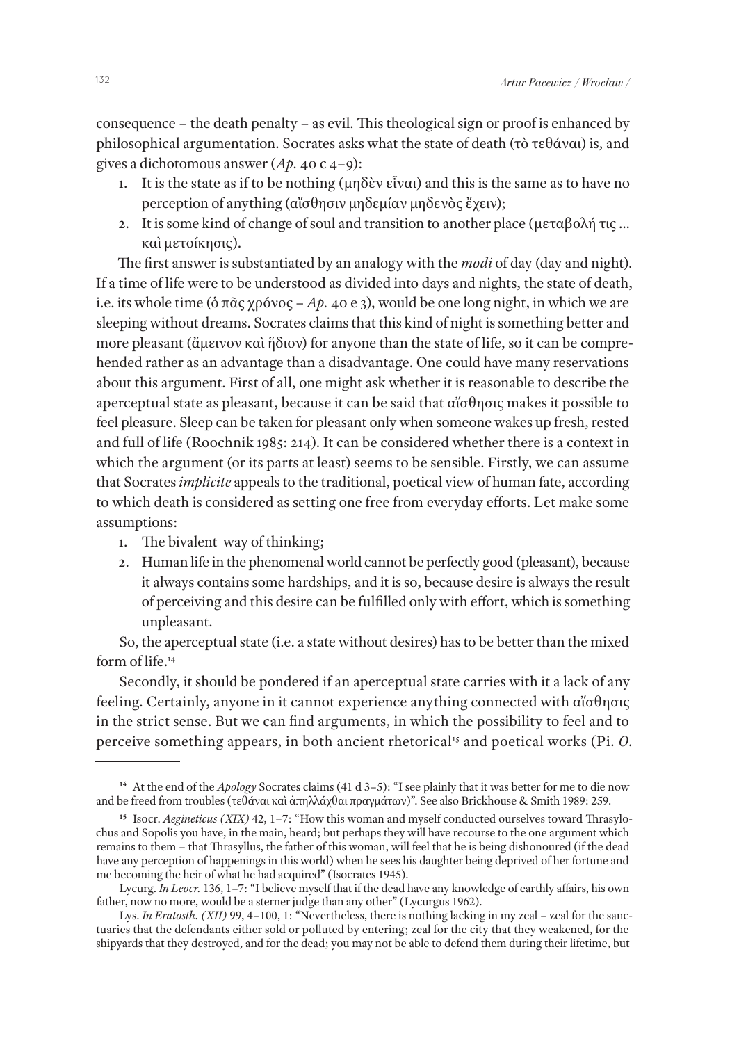consequence – the death penalty – as evil. This theological sign or proof is enhanced by philosophical argumentation. Socrates asks what the state of death (τὸ τεθάναι) is, and gives a dichotomous answer (*Ap.* 40 c 4–9):

1. It is the state as if to be nothing (μηδὲν εἶναι) and this is the same as to have no perception of anything (αἴσθησιν μηδεμίαν μηδενὸς ἔχειν);
2. It is some kind of change of soul and transition to another place (μεταβολή τις … καὶ μετοίκησις).

The first answer is substantiated by an analogy with the *modi* of day (day and night). If a time of life were to be understood as divided into days and nights, the state of death, i.e. its whole time (ὁ πᾶς χρόνος – *Ap.* 40 e 3), would be one long night, in which we are sleeping without dreams. Socrates claims that this kind of night is something better and more pleasant (ἄμεινον καὶ ἥδιον) for anyone than the state of life, so it can be comprehended rather as an advantage than a disadvantage. One could have many reservations about this argument. First of all, one might ask whether it is reasonable to describe the aperceptual state as pleasant, because it can be said that αἴσθησις makes it possible to feel pleasure. Sleep can be taken for pleasant only when someone wakes up fresh, rested and full of life (Roochnik 1985: 214). It can be considered whether there is a context in which the argument (or its parts at least) seems to be sensible. Firstly, we can assume that Socrates *implicite* appeals to the traditional, poetical view of human fate, according to which death is considered as setting one free from everyday efforts. Let make some assumptions:

1. The bivalent way of thinking;
2. Human life in the phenomenal world cannot be perfectly good (pleasant), because it always contains some hardships, and it is so, because desire is always the result of perceiving and this desire can be fulfilled only with effort, which is something unpleasant.

So, the aperceptual state (i.e. a state without desires) has to be better than the mixed form of life.[14]

Secondly, it should be pondered if an aperceptual state carries with it a lack of any feeling. Certainly, anyone in it cannot experience anything connected with αἴσθησις in the strict sense. But we can find arguments, in which the possibility to feel and to perceive something appears, in both ancient rhetorical[15] and poetical works (Pi. *O.*

---

[14] At the end of the *Apology* Socrates claims (41 d 3–5): "I see plainly that it was better for me to die now and be freed from troubles (τεθάναι καὶ ἀπηλλάχθαι πραγμάτων)". See also Brickhouse & Smith 1989: 259.

[15] Isocr. *Aegineticus (XIX)* 42, 1–7: "How this woman and myself conducted ourselves toward Thrasylochus and Sopolis you have, in the main, heard; but perhaps they will have recourse to the one argument which remains to them – that Thrasyllus, the father of this woman, will feel that he is being dishonoured (if the dead have any perception of happenings in this world) when he sees his daughter being deprived of her fortune and me becoming the heir of what he had acquired" (Isocrates 1945).

Lycurg. *In Leocr.* 136, 1–7: "I believe myself that if the dead have any knowledge of earthly affairs, his own father, now no more, would be a sterner judge than any other" (Lycurgus 1962).

Lys. *In Eratosth. (XII)* 99, 4–100, 1: "Nevertheless, there is nothing lacking in my zeal – zeal for the sanctuaries that the defendants either sold or polluted by entering; zeal for the city that they weakened, for the shipyards that they destroyed, and for the dead; you may not be able to defend them during their lifetime, but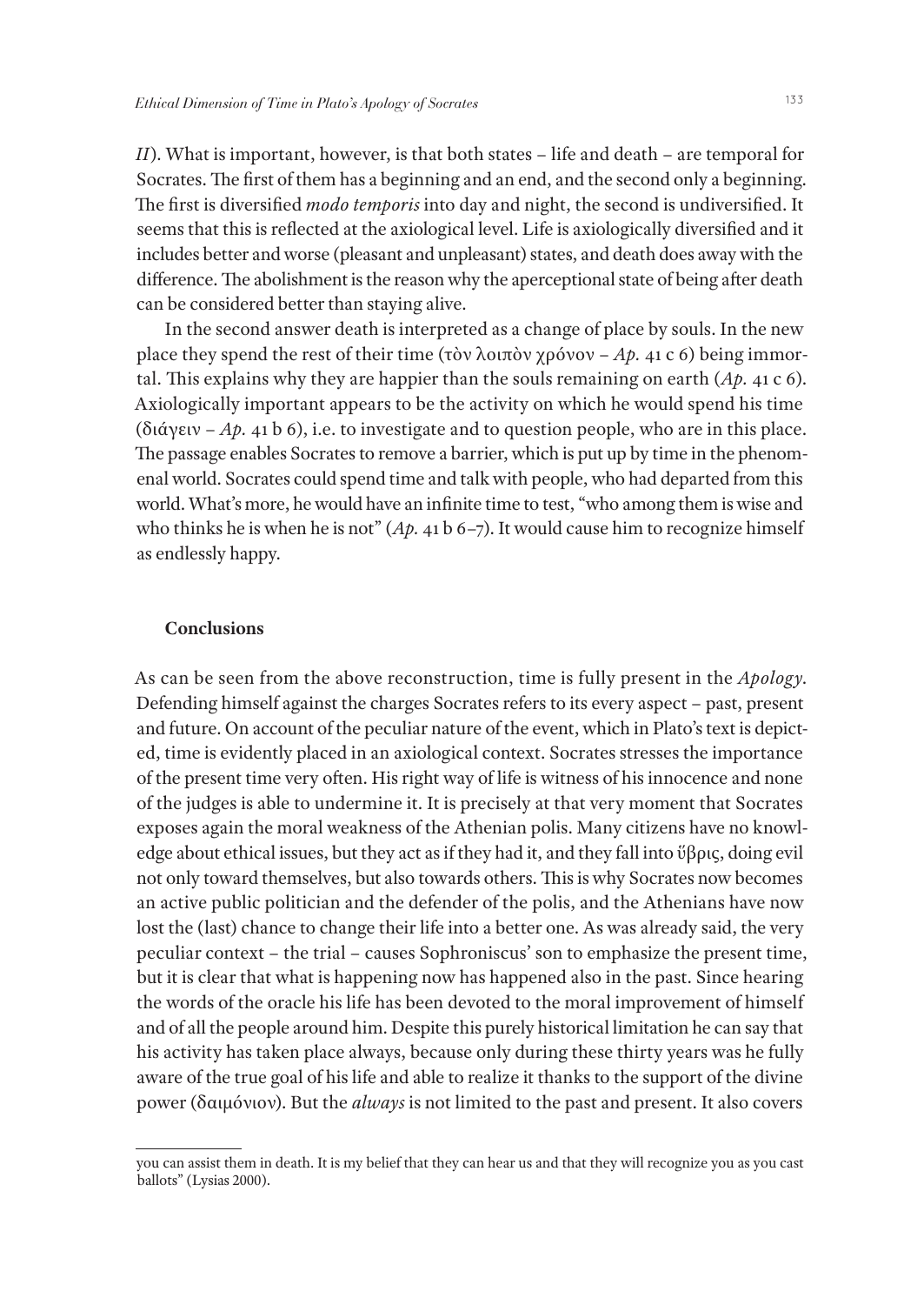*II*). What is important, however, is that both states – life and death – are temporal for Socrates. The first of them has a beginning and an end, and the second only a beginning. The first is diversified *modo temporis* into day and night, the second is undiversified. It seems that this is reflected at the axiological level. Life is axiologically diversified and it includes better and worse (pleasant and unpleasant) states, and death does away with the difference. The abolishment is the reason why the aperceptional state of being after death can be considered better than staying alive.

In the second answer death is interpreted as a change of place by souls. In the new place they spend the rest of their time (τὸν λοιπὸν χρόνον – *Ap.* 41 c 6) being immortal. This explains why they are happier than the souls remaining on earth (*Ap.* 41 c 6). Axiologically important appears to be the activity on which he would spend his time (διάγειν – *Ap.* 41 b 6), i.e. to investigate and to question people, who are in this place. The passage enables Socrates to remove a barrier, which is put up by time in the phenomenal world. Socrates could spend time and talk with people, who had departed from this world. What's more, he would have an infinite time to test, "who among them is wise and who thinks he is when he is not" (*Ap.* 41 b 6–7). It would cause him to recognize himself as endlessly happy.

## Conclusions

As can be seen from the above reconstruction, time is fully present in the *Apology*. Defending himself against the charges Socrates refers to its every aspect – past, present and future. On account of the peculiar nature of the event, which in Plato's text is depicted, time is evidently placed in an axiological context. Socrates stresses the importance of the present time very often. His right way of life is witness of his innocence and none of the judges is able to undermine it. It is precisely at that very moment that Socrates exposes again the moral weakness of the Athenian polis. Many citizens have no knowledge about ethical issues, but they act as if they had it, and they fall into ὕβρις, doing evil not only toward themselves, but also towards others. This is why Socrates now becomes an active public politician and the defender of the polis, and the Athenians have now lost the (last) chance to change their life into a better one. As was already said, the very peculiar context – the trial – causes Sophroniscus' son to emphasize the present time, but it is clear that what is happening now has happened also in the past. Since hearing the words of the oracle his life has been devoted to the moral improvement of himself and of all the people around him. Despite this purely historical limitation he can say that his activity has taken place always, because only during these thirty years was he fully aware of the true goal of his life and able to realize it thanks to the support of the divine power (δαιμόνιον). But the *always* is not limited to the past and present. It also covers

---

you can assist them in death. It is my belief that they can hear us and that they will recognize you as you cast ballots" (Lysias 2000).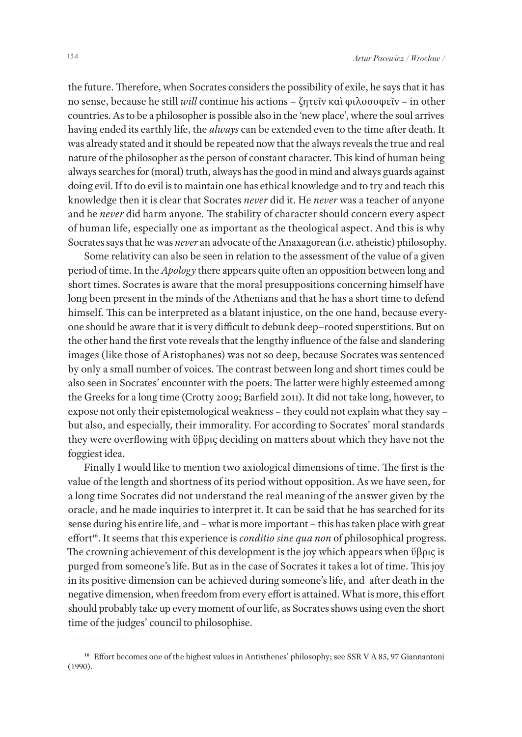the future. Therefore, when Socrates considers the possibility of exile, he says that it has no sense, because he still *will* continue his actions – ζητεῖν καὶ φιλοσοφεῖν – in other countries. As to be a philosopher is possible also in the 'new place', where the soul arrives having ended its earthly life, the *always* can be extended even to the time after death. It was already stated and it should be repeated now that the always reveals the true and real nature of the philosopher as the person of constant character. This kind of human being always searches for (moral) truth, always has the good in mind and always guards against doing evil. If to do evil is to maintain one has ethical knowledge and to try and teach this knowledge then it is clear that Socrates *never* did it. He *never* was a teacher of anyone and he *never* did harm anyone. The stability of character should concern every aspect of human life, especially one as important as the theological aspect. And this is why Socrates says that he was *never* an advocate of the Anaxagorean (i.e. atheistic) philosophy.

Some relativity can also be seen in relation to the assessment of the value of a given period of time. In the *Apology* there appears quite often an opposition between long and short times. Socrates is aware that the moral presuppositions concerning himself have long been present in the minds of the Athenians and that he has a short time to defend himself. This can be interpreted as a blatant injustice, on the one hand, because everyone should be aware that it is very difficult to debunk deep–rooted superstitions. But on the other hand the first vote reveals that the lengthy influence of the false and slandering images (like those of Aristophanes) was not so deep, because Socrates was sentenced by only a small number of voices. The contrast between long and short times could be also seen in Socrates' encounter with the poets. The latter were highly esteemed among the Greeks for a long time (Crotty 2009; Barfield 2011). It did not take long, however, to expose not only their epistemological weakness – they could not explain what they say – but also, and especially, their immorality. For according to Socrates' moral standards they were overflowing with ὕβρις deciding on matters about which they have not the foggiest idea.

Finally I would like to mention two axiological dimensions of time. The first is the value of the length and shortness of its period without opposition. As we have seen, for a long time Socrates did not understand the real meaning of the answer given by the oracle, and he made inquiries to interpret it. It can be said that he has searched for its sense during his entire life, and – what is more important – this has taken place with great effort[16]. It seems that this experience is *conditio sine qua non* of philosophical progress. The crowning achievement of this development is the joy which appears when ὕβρις is purged from someone's life. But as in the case of Socrates it takes a lot of time. This joy in its positive dimension can be achieved during someone's life, and after death in the negative dimension, when freedom from every effort is attained. What is more, this effort should probably take up every moment of our life, as Socrates shows using even the short time of the judges' council to philosophise.

---

[16] Effort becomes one of the highest values in Antisthenes' philosophy; see SSR V A 85, 97 Giannantoni (1990).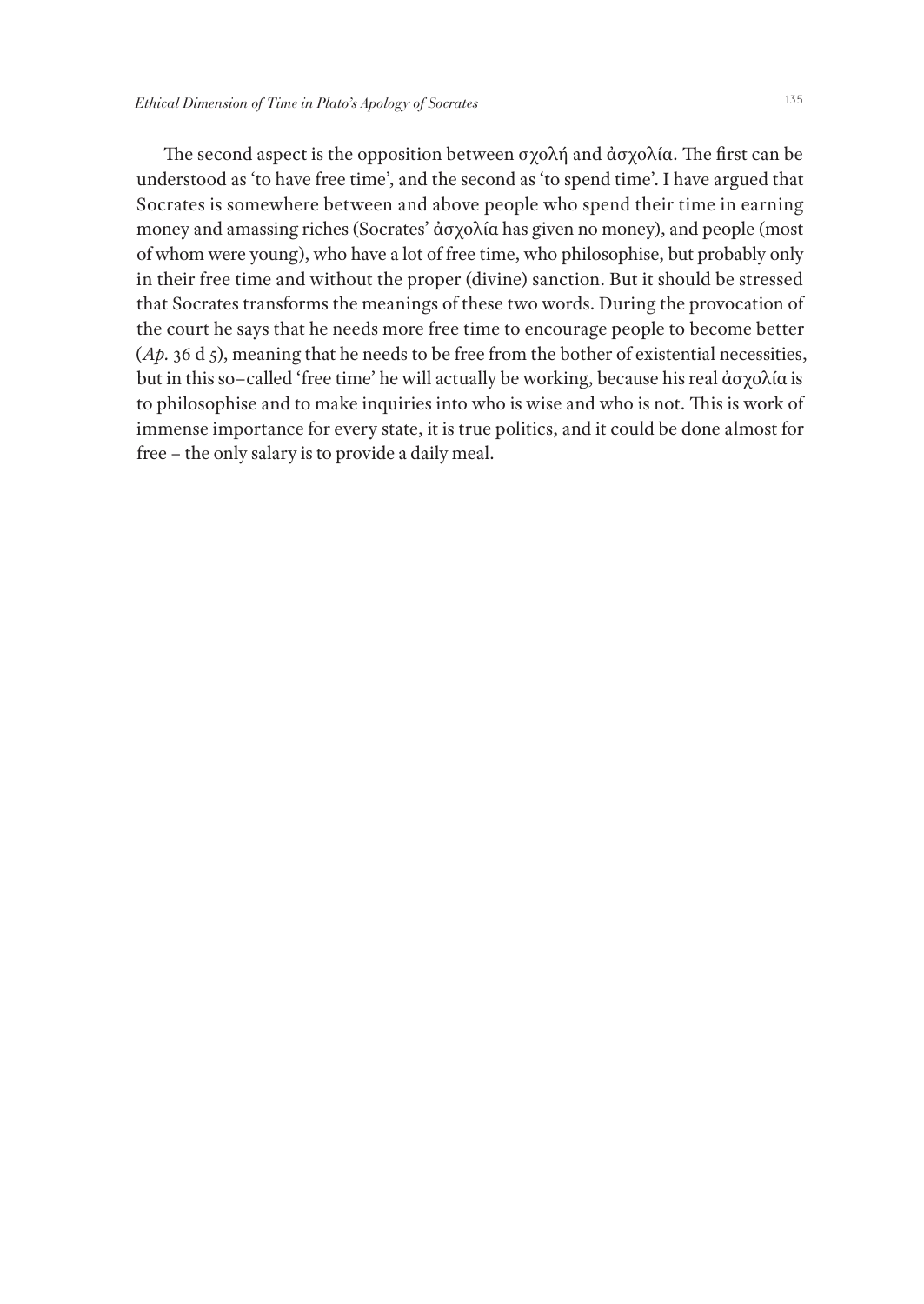The second aspect is the opposition between σχολή and ἀσχολία. The first can be understood as 'to have free time', and the second as 'to spend time'. I have argued that Socrates is somewhere between and above people who spend their time in earning money and amassing riches (Socrates' ἀσχολία has given no money), and people (most of whom were young), who have a lot of free time, who philosophise, but probably only in their free time and without the proper (divine) sanction. But it should be stressed that Socrates transforms the meanings of these two words. During the provocation of the court he says that he needs more free time to encourage people to become better (*Ap.* 36 d 5), meaning that he needs to be free from the bother of existential necessities, but in this so–called 'free time' he will actually be working, because his real ἀσχολία is to philosophise and to make inquiries into who is wise and who is not. This is work of immense importance for every state, it is true politics, and it could be done almost for free – the only salary is to provide a daily meal.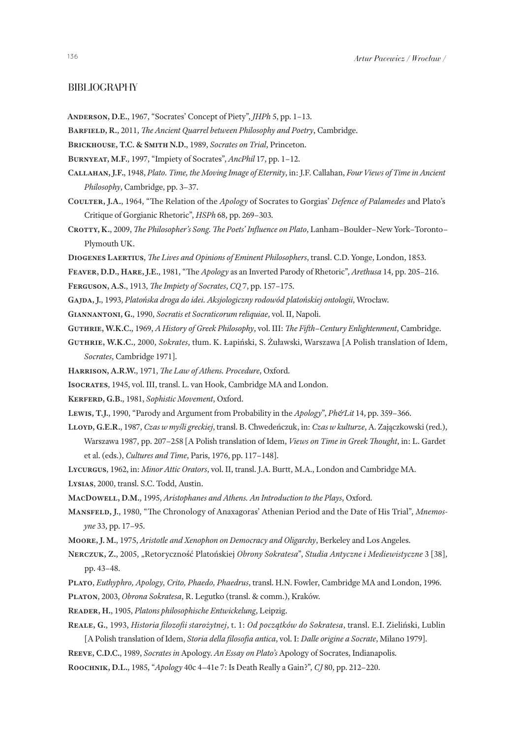## BIBLIOGRAPHY

**Anderson, D.E.**, 1967, "Socrates' Concept of Piety", *JHPh* 5, pp. 1–13.

**Barfield, R.**, 2011, *The Ancient Quarrel between Philosophy and Poetry*, Cambridge.

**Brickhouse, T.C. & Smith N.D.**, 1989, *Socrates on Trial*, Princeton.

**Burnyeat, M.F.**, 1997, "Impiety of Socrates", *AncPhil* 17, pp. 1–12.

**Callahan, J.F.**, 1948, *Plato. Time, the Moving Image of Eternity*, in: J.F. Callahan, *Four Views of Time in Ancient Philosophy*, Cambridge, pp. 3–37.

**Coulter, J.A.**, 1964, "The Relation of the *Apology* of Socrates to Gorgias' *Defence of Palamedes* and Plato's Critique of Gorgianic Rhetoric", *HSPh* 68, pp. 269–303.

**Crotty, K.**, 2009, *The Philosopher's Song. The Poets' Influence on Plato*, Lanham–Boulder–New York–Toronto–Plymouth UK.

**Diogenes Laertius**, *The Lives and Opinions of Eminent Philosophers*, transl. C.D. Yonge, London, 1853.

**Feaver, D.D., Hare, J.E.**, 1981, "The *Apology* as an Inverted Parody of Rhetoric", *Arethusa* 14, pp. 205–216.

**Ferguson, A.S.**, 1913, *The Impiety of Socrates*, *CQ* 7, pp. 157–175.

**Gajda, J.**, 1993, *Platońska droga do idei. Aksjologiczny rodowód platońskiej ontologii*, Wrocław.

**Giannantoni, G.**, 1990, *Socratis et Socraticorum reliquiae*, vol. II, Napoli.

**Guthrie, W.K.C.**, 1969, *A History of Greek Philosophy*, vol. III: *The Fifth–Century Enlightenment*, Cambridge.

**Guthrie, W.K.C.**, 2000, *Sokrates*, tłum. K. Łapiński, S. Żuławski, Warszawa [A Polish translation of Idem, *Socrates*, Cambridge 1971].

**Harrison, A.R.W.**, 1971, *The Law of Athens. Procedure*, Oxford.

**Isocrates**, 1945, vol. III, transl. L. van Hook, Cambridge MA and London.

**Kerferd, G.B.**, 1981, *Sophistic Movement*, Oxford.

**Lewis, T.J.**, 1990, "Parody and Argument from Probability in the *Apology*", *Ph&Lit* 14, pp. 359–366.

**Lloyd, G.E.R.**, 1987, *Czas w myśli greckiej*, transl. B. Chwedeńczuk, in: *Czas w kulturze*, A. Zajączkowski (red.), Warszawa 1987, pp. 207–258 [A Polish translation of Idem, *Views on Time in Greek Thought*, in: L. Gardet et al. (eds.), *Cultures and Time*, Paris, 1976, pp. 117–148].

**Lycurgus**, 1962, in: *Minor Attic Orators*, vol. II, transl. J.A. Burtt, M.A., London and Cambridge MA.

**Lysias**, 2000, transl. S.C. Todd, Austin.

**MacDowell, D.M.**, 1995, *Aristophanes and Athens. An Introduction to the Plays*, Oxford.

**Mansfeld, J.**, 1980, "The Chronology of Anaxagoras' Athenian Period and the Date of His Trial", *Mnemosyne* 33, pp. 17–95.

**Moore, J. M.**, 1975, *Aristotle and Xenophon on Democracy and Oligarchy*, Berkeley and Los Angeles.

**Nerczuk, Z.**, 2005, „Retoryczność Platońskiej *Obrony Sokratesa*", *Studia Antyczne i Mediewistyczne* 3 [38], pp. 43–48.

**Plato**, *Euthyphro, Apology, Crito, Phaedo, Phaedrus*, transl. H.N. Fowler, Cambridge MA and London, 1996.

**Platon**, 2003, *Obrona Sokratesa*, R. Legutko (transl. & comm.), Kraków.

**Reader, H.**, 1905, *Platons philosophische Entwickelung*, Leipzig.

**Reale, G.**, 1993, *Historia filozofii starożytnej*, t. 1: *Od początków do Sokratesa*, transl. E.I. Zieliński, Lublin [A Polish translation of Idem, *Storia della filosofia antica*, vol. I: *Dalle origine a Socrate*, Milano 1979].

**Reeve, C.D.C.**, 1989, *Socrates in* Apology. *An Essay on Plato's* Apology of Socrates, Indianapolis.

**Roochnik, D.L.**, 1985, "*Apology* 40c 4–41e 7: Is Death Really a Gain?", *CJ* 80, pp. 212–220.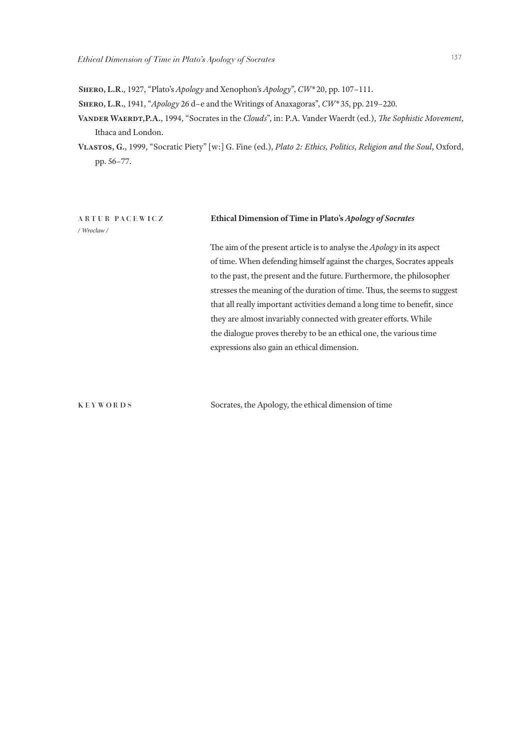**Shero, L.R.**, 1927, "Plato's *Apology* and Xenophon's *Apology*", *CW** 20, pp. 107–111.

**Shero, L.R.**, 1941, "*Apology* 26 d–e and the Writings of Anaxagoras", *CW** 35, pp. 219–220.

**Vander Waerdt, P.A.**, 1994, "Socrates in the *Clouds*", in: P.A. Vander Waerdt (ed.), *The Sophistic Movement*, Ithaca and London.

**Vlastos, G.**, 1999, "Socratic Piety" [w:] G. Fine (ed.), *Plato 2: Ethics, Politics, Religion and the Soul*, Oxford, pp. 56–77.

ARTUR PACEWICZ
*/ Wrocław /*

**Ethical Dimension of Time in Plato's *Apology of Socrates***

The aim of the present article is to analyse the *Apology* in its aspect of time. When defending himself against the charges, Socrates appeals to the past, the present and the future. Furthermore, the philosopher stresses the meaning of the duration of time. Thus, the seems to suggest that all really important activities demand a long time to benefit, since they are almost invariably connected with greater efforts. While the dialogue proves thereby to be an ethical one, the various time expressions also gain an ethical dimension.

KEYWORDS

Socrates, the Apology, the ethical dimension of time